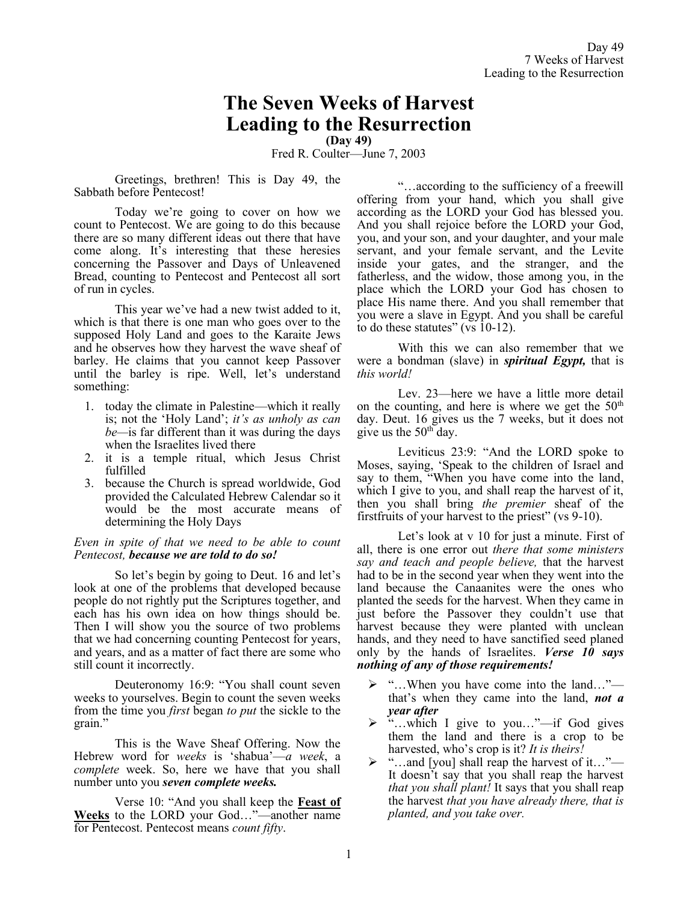# The Seven Weeks of Harvest Leading to the Resurrection

**(Day 49)**

Fred R. Coulter—June 7, 2003

Greetings, brethren! This is Day 49, the Sabbath before Pentecost!

Today we're going to cover on how we count to Pentecost. We are going to do this because there are so many different ideas out there that have come along. It's interesting that these heresies concerning the Passover and Days of Unleavened Bread, counting to Pentecost and Pentecost all sort of run in cycles.

This year we've had a new twist added to it, which is that there is one man who goes over to the supposed Holy Land and goes to the Karaite Jews and he observes how they harvest the wave sheaf of barley. He claims that you cannot keep Passover until the barley is ripe. Well, let's understand something:

1. today the climate in Palestine—which it really is; not the 'Holy Land'; *it's as unholy as can be*—is far different than it was during the days when the Israelites lived there
2. it is a temple ritual, which Jesus Christ fulfilled
3. because the Church is spread worldwide, God provided the Calculated Hebrew Calendar so it would be the most accurate means of determining the Holy Days

*Even in spite of that we need to be able to count Pentecost,* ***because we are told to do so!***

So let's begin by going to Deut. 16 and let's look at one of the problems that developed because people do not rightly put the Scriptures together, and each has his own idea on how things should be. Then I will show you the source of two problems that we had concerning counting Pentecost for years, and years, and as a matter of fact there are some who still count it incorrectly.

Deuteronomy 16:9: "You shall count seven weeks to yourselves. Begin to count the seven weeks from the time you *first* began *to put* the sickle to the grain."

This is the Wave Sheaf Offering. Now the Hebrew word for *weeks* is 'shabua'—*a week*, a *complete* week. So, here we have that you shall number unto you ***seven complete weeks.***

Verse 10: "And you shall keep the **Feast of Weeks** to the LORD your God…"—another name for Pentecost. Pentecost means *count fifty*.

"…according to the sufficiency of a freewill offering from your hand, which you shall give according as the LORD your God has blessed you. And you shall rejoice before the LORD your God, you, and your son, and your daughter, and your male servant, and your female servant, and the Levite inside your gates, and the stranger, and the fatherless, and the widow, those among you, in the place which the LORD your God has chosen to place His name there. And you shall remember that you were a slave in Egypt. And you shall be careful to do these statutes" (vs 10-12).

With this we can also remember that we were a bondman (slave) in ***spiritual Egypt,*** that is *this world!*

Lev. 23—here we have a little more detail on the counting, and here is where we get the 50th day. Deut. 16 gives us the 7 weeks, but it does not give us the 50th day.

Leviticus 23:9: "And the LORD spoke to Moses, saying, 'Speak to the children of Israel and say to them, "When you have come into the land, which I give to you, and shall reap the harvest of it, then you shall bring *the premier* sheaf of the firstfruits of your harvest to the priest" (vs 9-10).

Let's look at v 10 for just a minute. First of all, there is one error out *there that some ministers say and teach and people believe,* that the harvest had to be in the second year when they went into the land because the Canaanites were the ones who planted the seeds for the harvest. When they came in just before the Passover they couldn't use that harvest because they were planted with unclean hands, and they need to have sanctified seed planed only by the hands of Israelites. ***Verse 10 says nothing of any of those requirements!***

- "…When you have come into the land…"—that's when they came into the land, ***not a year after***
- "…which I give to you…"—if God gives them the land and there is a crop to be harvested, who's crop is it? *It is theirs!*
- "…and [you] shall reap the harvest of it…"—It doesn't say that you shall reap the harvest *that you shall plant!* It says that you shall reap the harvest *that you have already there, that is planted, and you take over.*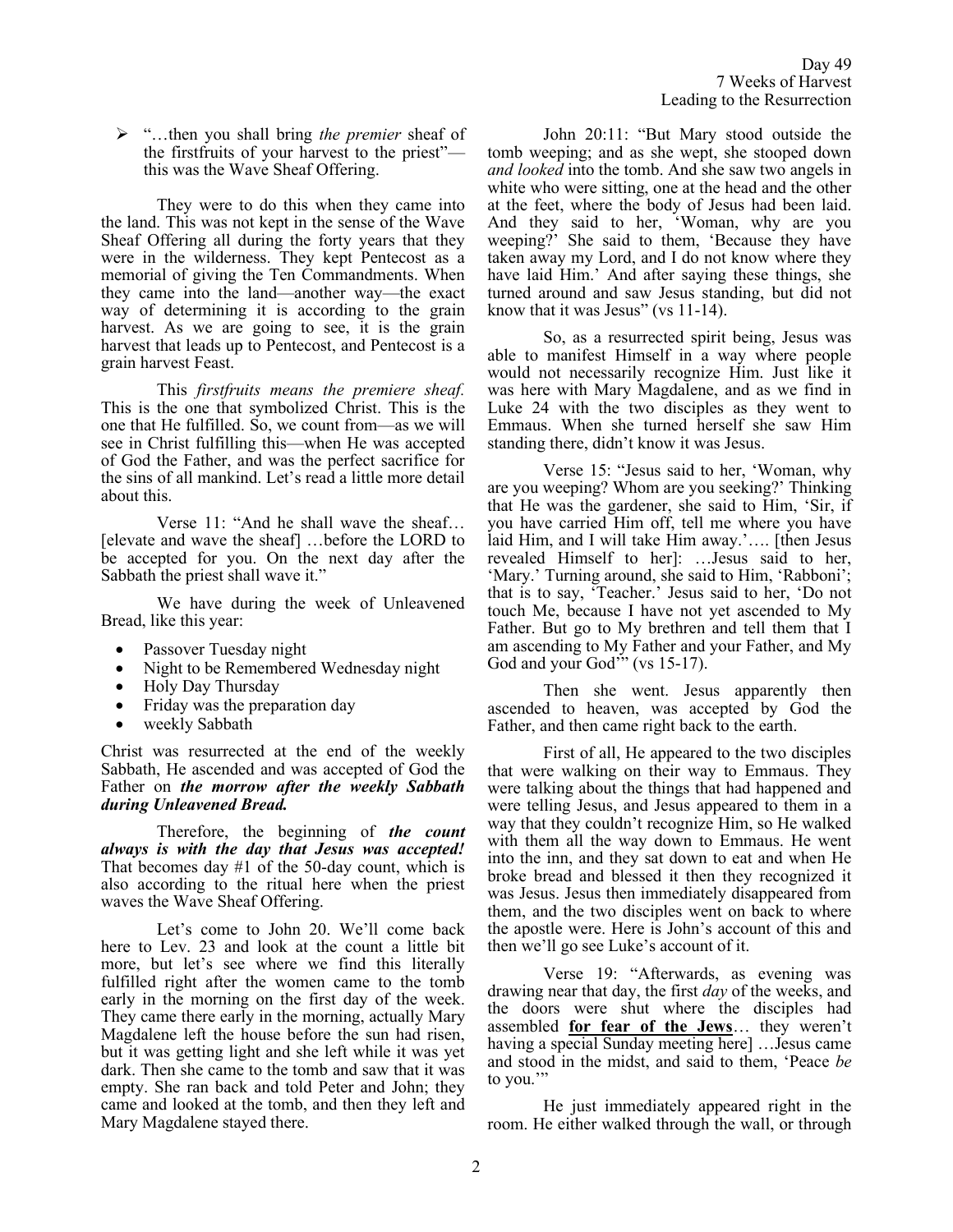- "…then you shall bring *the premier* sheaf of the firstfruits of your harvest to the priest"—this was the Wave Sheaf Offering.

They were to do this when they came into the land. This was not kept in the sense of the Wave Sheaf Offering all during the forty years that they were in the wilderness. They kept Pentecost as a memorial of giving the Ten Commandments. When they came into the land—another way—the exact way of determining it is according to the grain harvest. As we are going to see, it is the grain harvest that leads up to Pentecost, and Pentecost is a grain harvest Feast.

This *firstfruits means the premiere sheaf.* This is the one that symbolized Christ. This is the one that He fulfilled. So, we count from—as we will see in Christ fulfilling this—when He was accepted of God the Father, and was the perfect sacrifice for the sins of all mankind. Let's read a little more detail about this.

Verse 11: "And he shall wave the sheaf… [elevate and wave the sheaf] …before the LORD to be accepted for you. On the next day after the Sabbath the priest shall wave it."

We have during the week of Unleavened Bread, like this year:

- Passover Tuesday night
- Night to be Remembered Wednesday night
- Holy Day Thursday
- Friday was the preparation day
- weekly Sabbath

Christ was resurrected at the end of the weekly Sabbath, He ascended and was accepted of God the Father on ***the morrow after the weekly Sabbath during Unleavened Bread.***

Therefore, the beginning of ***the count always is with the day that Jesus was accepted!*** That becomes day #1 of the 50-day count, which is also according to the ritual here when the priest waves the Wave Sheaf Offering.

Let's come to John 20. We'll come back here to Lev. 23 and look at the count a little bit more, but let's see where we find this literally fulfilled right after the women came to the tomb early in the morning on the first day of the week. They came there early in the morning, actually Mary Magdalene left the house before the sun had risen, but it was getting light and she left while it was yet dark. Then she came to the tomb and saw that it was empty. She ran back and told Peter and John; they came and looked at the tomb, and then they left and Mary Magdalene stayed there.

John 20:11: "But Mary stood outside the tomb weeping; and as she wept, she stooped down *and looked* into the tomb. And she saw two angels in white who were sitting, one at the head and the other at the feet, where the body of Jesus had been laid. And they said to her, 'Woman, why are you weeping?' She said to them, 'Because they have taken away my Lord, and I do not know where they have laid Him.' And after saying these things, she turned around and saw Jesus standing, but did not know that it was Jesus" (vs 11-14).

So, as a resurrected spirit being, Jesus was able to manifest Himself in a way where people would not necessarily recognize Him. Just like it was here with Mary Magdalene, and as we find in Luke 24 with the two disciples as they went to Emmaus. When she turned herself she saw Him standing there, didn't know it was Jesus.

Verse 15: "Jesus said to her, 'Woman, why are you weeping? Whom are you seeking?' Thinking that He was the gardener, she said to Him, 'Sir, if you have carried Him off, tell me where you have laid Him, and I will take Him away.'…. [then Jesus revealed Himself to her]: …Jesus said to her, 'Mary.' Turning around, she said to Him, 'Rabboni'; that is to say, 'Teacher.' Jesus said to her, 'Do not touch Me, because I have not yet ascended to My Father. But go to My brethren and tell them that I am ascending to My Father and your Father, and My God and your God'" (vs 15-17).

Then she went. Jesus apparently then ascended to heaven, was accepted by God the Father, and then came right back to the earth.

First of all, He appeared to the two disciples that were walking on their way to Emmaus. They were talking about the things that had happened and were telling Jesus, and Jesus appeared to them in a way that they couldn't recognize Him, so He walked with them all the way down to Emmaus. He went into the inn, and they sat down to eat and when He broke bread and blessed it then they recognized it was Jesus. Jesus then immediately disappeared from them, and the two disciples went on back to where the apostle were. Here is John's account of this and then we'll go see Luke's account of it.

Verse 19: "Afterwards, as evening was drawing near that day, the first *day* of the weeks, and the doors were shut where the disciples had assembled **<u>for fear of the Jews</u>**… they weren't having a special Sunday meeting here] …Jesus came and stood in the midst, and said to them, 'Peace *be* to you.'"

He just immediately appeared right in the room. He either walked through the wall, or through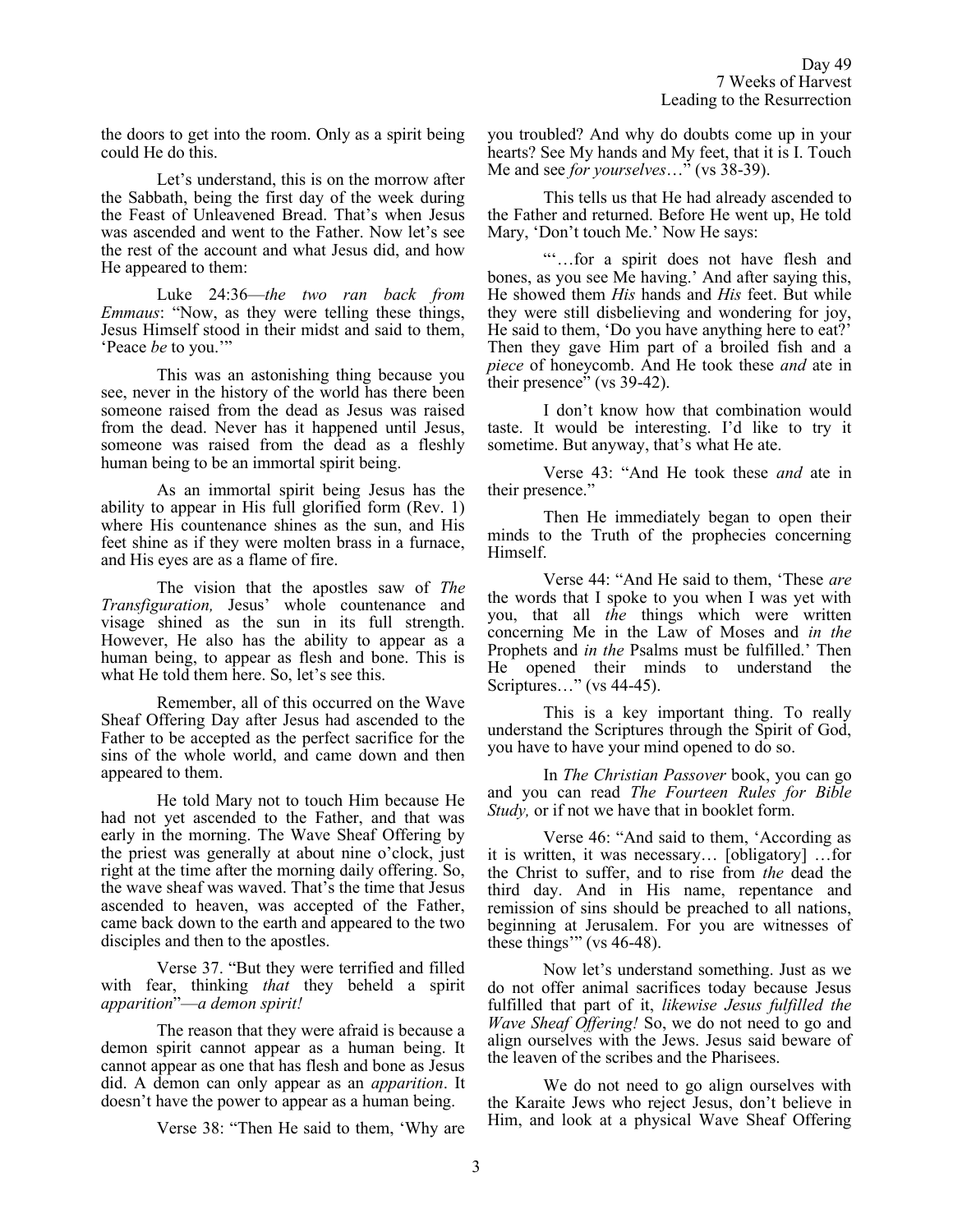the doors to get into the room. Only as a spirit being could He do this.

Let's understand, this is on the morrow after the Sabbath, being the first day of the week during the Feast of Unleavened Bread. That's when Jesus was ascended and went to the Father. Now let's see the rest of the account and what Jesus did, and how He appeared to them:

Luke 24:36—*the two ran back from Emmaus*: "Now, as they were telling these things, Jesus Himself stood in their midst and said to them, 'Peace *be* to you.'"

This was an astonishing thing because you see, never in the history of the world has there been someone raised from the dead as Jesus was raised from the dead. Never has it happened until Jesus, someone was raised from the dead as a fleshly human being to be an immortal spirit being.

As an immortal spirit being Jesus has the ability to appear in His full glorified form (Rev. 1) where His countenance shines as the sun, and His feet shine as if they were molten brass in a furnace, and His eyes are as a flame of fire.

The vision that the apostles saw of *The Transfiguration,* Jesus' whole countenance and visage shined as the sun in its full strength. However, He also has the ability to appear as a human being, to appear as flesh and bone. This is what He told them here. So, let's see this.

Remember, all of this occurred on the Wave Sheaf Offering Day after Jesus had ascended to the Father to be accepted as the perfect sacrifice for the sins of the whole world, and came down and then appeared to them.

He told Mary not to touch Him because He had not yet ascended to the Father, and that was early in the morning. The Wave Sheaf Offering by the priest was generally at about nine o'clock, just right at the time after the morning daily offering. So, the wave sheaf was waved. That's the time that Jesus ascended to heaven, was accepted of the Father, came back down to the earth and appeared to the two disciples and then to the apostles.

Verse 37. "But they were terrified and filled with fear, thinking *that* they beheld a spirit *apparition*"—*a demon spirit!*

The reason that they were afraid is because a demon spirit cannot appear as a human being. It cannot appear as one that has flesh and bone as Jesus did. A demon can only appear as an *apparition*. It doesn't have the power to appear as a human being.

Verse 38: "Then He said to them, 'Why are you troubled? And why do doubts come up in your hearts? See My hands and My feet, that it is I. Touch Me and see *for yourselves*…" (vs 38-39).

This tells us that He had already ascended to the Father and returned. Before He went up, He told Mary, 'Don't touch Me.' Now He says:

"'…for a spirit does not have flesh and bones, as you see Me having.' And after saying this, He showed them *His* hands and *His* feet. But while they were still disbelieving and wondering for joy, He said to them, 'Do you have anything here to eat?' Then they gave Him part of a broiled fish and a *piece* of honeycomb. And He took these *and* ate in their presence" (vs 39-42).

I don't know how that combination would taste. It would be interesting. I'd like to try it sometime. But anyway, that's what He ate.

Verse 43: "And He took these *and* ate in their presence."

Then He immediately began to open their minds to the Truth of the prophecies concerning Himself.

Verse 44: "And He said to them, 'These *are* the words that I spoke to you when I was yet with you, that all *the* things which were written concerning Me in the Law of Moses and *in the* Prophets and *in the* Psalms must be fulfilled.' Then He opened their minds to understand the Scriptures…" (vs 44-45).

This is a key important thing. To really understand the Scriptures through the Spirit of God, you have to have your mind opened to do so.

In *The Christian Passover* book, you can go and you can read *The Fourteen Rules for Bible Study,* or if not we have that in booklet form.

Verse 46: "And said to them, 'According as it is written, it was necessary… [obligatory] …for the Christ to suffer, and to rise from *the* dead the third day. And in His name, repentance and remission of sins should be preached to all nations, beginning at Jerusalem. For you are witnesses of these things'" (vs 46-48).

Now let's understand something. Just as we do not offer animal sacrifices today because Jesus fulfilled that part of it, *likewise Jesus fulfilled the Wave Sheaf Offering!* So, we do not need to go and align ourselves with the Jews. Jesus said beware of the leaven of the scribes and the Pharisees.

We do not need to go align ourselves with the Karaite Jews who reject Jesus, don't believe in Him, and look at a physical Wave Sheaf Offering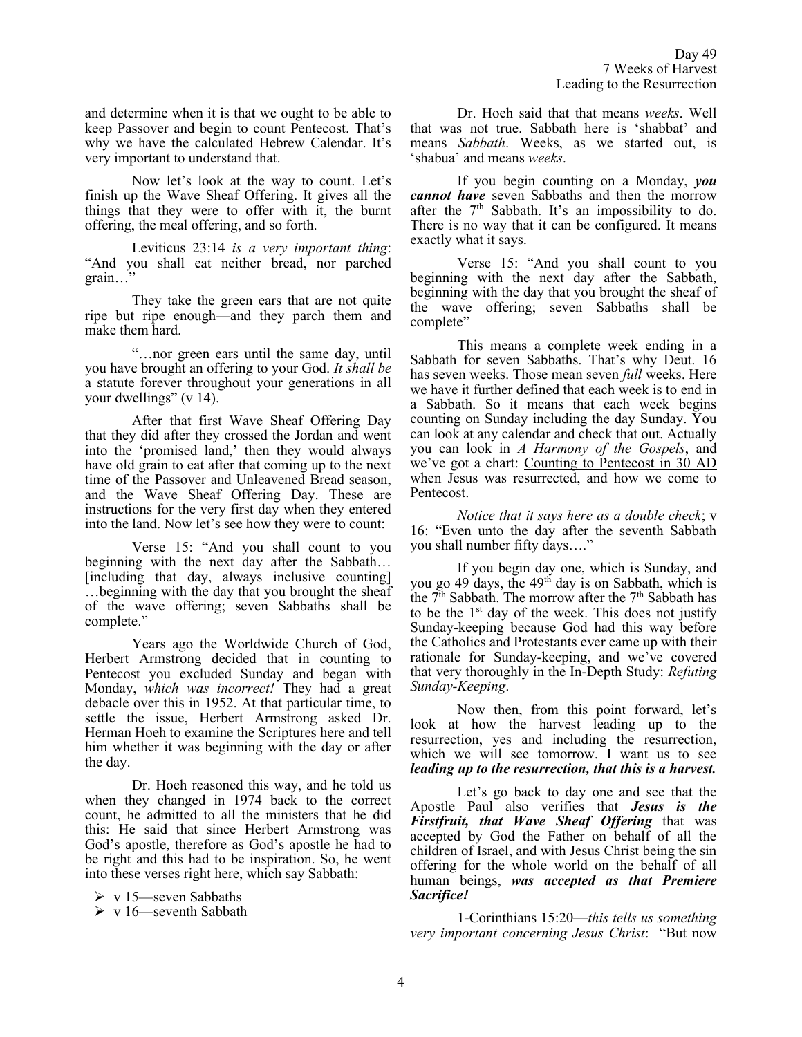and determine when it is that we ought to be able to keep Passover and begin to count Pentecost. That's why we have the calculated Hebrew Calendar. It's very important to understand that.

Now let's look at the way to count. Let's finish up the Wave Sheaf Offering. It gives all the things that they were to offer with it, the burnt offering, the meal offering, and so forth.

Leviticus 23:14 *is a very important thing*: "And you shall eat neither bread, nor parched grain…"

They take the green ears that are not quite ripe but ripe enough—and they parch them and make them hard.

"…nor green ears until the same day, until you have brought an offering to your God. *It shall be* a statute forever throughout your generations in all your dwellings" (v 14).

After that first Wave Sheaf Offering Day that they did after they crossed the Jordan and went into the 'promised land,' then they would always have old grain to eat after that coming up to the next time of the Passover and Unleavened Bread season, and the Wave Sheaf Offering Day. These are instructions for the very first day when they entered into the land. Now let's see how they were to count:

Verse 15: "And you shall count to you beginning with the next day after the Sabbath… [including that day, always inclusive counting] …beginning with the day that you brought the sheaf of the wave offering; seven Sabbaths shall be complete."

Years ago the Worldwide Church of God, Herbert Armstrong decided that in counting to Pentecost you excluded Sunday and began with Monday, *which was incorrect!* They had a great debacle over this in 1952. At that particular time, to settle the issue, Herbert Armstrong asked Dr. Herman Hoeh to examine the Scriptures here and tell him whether it was beginning with the day or after the day.

Dr. Hoeh reasoned this way, and he told us when they changed in 1974 back to the correct count, he admitted to all the ministers that he did this: He said that since Herbert Armstrong was God's apostle, therefore as God's apostle he had to be right and this had to be inspiration. So, he went into these verses right here, which say Sabbath:

- v 15—seven Sabbaths
- v 16—seventh Sabbath

Dr. Hoeh said that that means *weeks*. Well that was not true. Sabbath here is 'shabbat' and means *Sabbath*. Weeks, as we started out, is 'shabua' and means *weeks*.

If you begin counting on a Monday, ***you cannot have*** seven Sabbaths and then the morrow after the 7th Sabbath. It's an impossibility to do. There is no way that it can be configured. It means exactly what it says.

Verse 15: "And you shall count to you beginning with the next day after the Sabbath, beginning with the day that you brought the sheaf of the wave offering; seven Sabbaths shall be complete"

This means a complete week ending in a Sabbath for seven Sabbaths. That's why Deut. 16 has seven weeks. Those mean seven *full* weeks. Here we have it further defined that each week is to end in a Sabbath. So it means that each week begins counting on Sunday including the day Sunday. You can look at any calendar and check that out. Actually you can look in *A Harmony of the Gospels*, and we've got a chart: Counting to Pentecost in 30 AD when Jesus was resurrected, and how we come to Pentecost.

*Notice that it says here as a double check*; v 16: "Even unto the day after the seventh Sabbath you shall number fifty days…."

If you begin day one, which is Sunday, and you go 49 days, the 49th day is on Sabbath, which is the 7th Sabbath. The morrow after the 7th Sabbath has to be the 1st day of the week. This does not justify Sunday-keeping because God had this way before the Catholics and Protestants ever came up with their rationale for Sunday-keeping, and we've covered that very thoroughly in the In-Depth Study: *Refuting Sunday-Keeping*.

Now then, from this point forward, let's look at how the harvest leading up to the resurrection, yes and including the resurrection, which we will see tomorrow. I want us to see ***leading up to the resurrection, that this is a harvest.***

Let's go back to day one and see that the Apostle Paul also verifies that ***Jesus is the Firstfruit, that Wave Sheaf Offering*** that was accepted by God the Father on behalf of all the children of Israel, and with Jesus Christ being the sin offering for the whole world on the behalf of all human beings, ***was accepted as that Premiere Sacrifice!***

1-Corinthians 15:20—*this tells us something very important concerning Jesus Christ*: "But now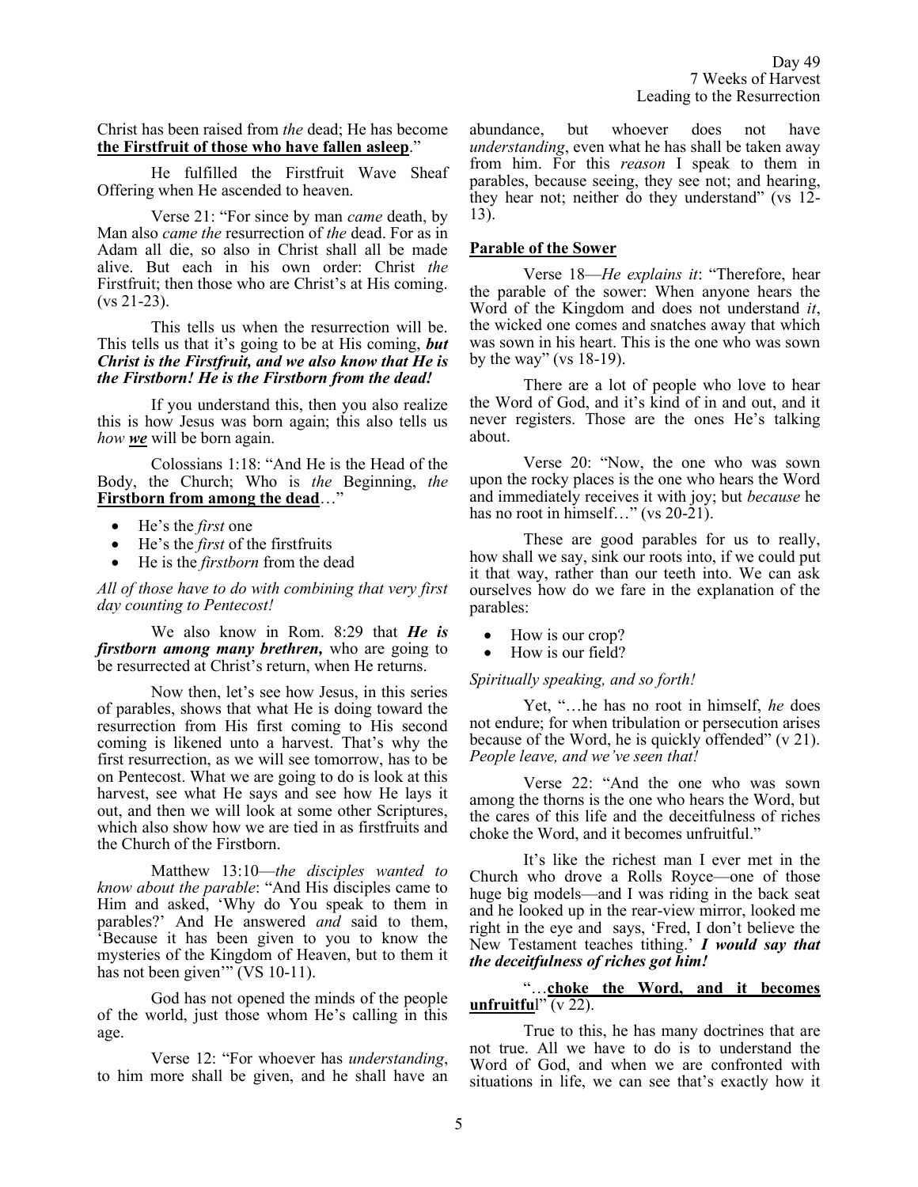Christ has been raised from *the* dead; He has become **the Firstfruit of those who have fallen asleep**."

He fulfilled the Firstfruit Wave Sheaf Offering when He ascended to heaven.

Verse 21: "For since by man *came* death, by Man also *came the* resurrection of *the* dead. For as in Adam all die, so also in Christ shall all be made alive. But each in his own order: Christ *the* Firstfruit; then those who are Christ's at His coming. (vs 21-23).

This tells us when the resurrection will be. This tells us that it's going to be at His coming, ***but Christ is the Firstfruit, and we also know that He is the Firstborn! He is the Firstborn from the dead!***

If you understand this, then you also realize this is how Jesus was born again; this also tells us *how **we*** will be born again.

Colossians 1:18: "And He is the Head of the Body, the Church; Who is *the* Beginning, *the* **Firstborn from among the dead**…"

- He's the *first* one
- He's the *first* of the firstfruits
- He is the *firstborn* from the dead

*All of those have to do with combining that very first day counting to Pentecost!*

We also know in Rom. 8:29 that ***He is firstborn among many brethren,*** who are going to be resurrected at Christ's return, when He returns.

Now then, let's see how Jesus, in this series of parables, shows that what He is doing toward the resurrection from His first coming to His second coming is likened unto a harvest. That's why the first resurrection, as we will see tomorrow, has to be on Pentecost. What we are going to do is look at this harvest, see what He says and see how He lays it out, and then we will look at some other Scriptures, which also show how we are tied in as firstfruits and the Church of the Firstborn.

Matthew 13:10—*the disciples wanted to know about the parable*: "And His disciples came to Him and asked, 'Why do You speak to them in parables?' And He answered *and* said to them, 'Because it has been given to you to know the mysteries of the Kingdom of Heaven, but to them it has not been given'" (VS 10-11).

God has not opened the minds of the people of the world, just those whom He's calling in this age.

Verse 12: "For whoever has *understanding*, to him more shall be given, and he shall have an abundance, but whoever does not have *understanding*, even what he has shall be taken away from him. For this *reason* I speak to them in parables, because seeing, they see not; and hearing, they hear not; neither do they understand" (vs 12-13).

**Parable of the Sower**

Verse 18—*He explains it*: "Therefore, hear the parable of the sower: When anyone hears the Word of the Kingdom and does not understand *it*, the wicked one comes and snatches away that which was sown in his heart. This is the one who was sown by the way" (vs 18-19).

There are a lot of people who love to hear the Word of God, and it's kind of in and out, and it never registers. Those are the ones He's talking about.

Verse 20: "Now, the one who was sown upon the rocky places is the one who hears the Word and immediately receives it with joy; but *because* he has no root in himself…" (vs 20-21).

These are good parables for us to really, how shall we say, sink our roots into, if we could put it that way, rather than our teeth into. We can ask ourselves how do we fare in the explanation of the parables:

- How is our crop?
- How is our field?

*Spiritually speaking, and so forth!*

Yet, "…he has no root in himself, *he* does not endure; for when tribulation or persecution arises because of the Word, he is quickly offended" (v 21). *People leave, and we've seen that!*

Verse 22: "And the one who was sown among the thorns is the one who hears the Word, but the cares of this life and the deceitfulness of riches choke the Word, and it becomes unfruitful."

It's like the richest man I ever met in the Church who drove a Rolls Royce—one of those huge big models—and I was riding in the back seat and he looked up in the rear-view mirror, looked me right in the eye and says, 'Fred, I don't believe the New Testament teaches tithing.' ***I would say that the deceitfulness of riches got him!***

"…**choke the Word, and it becomes unfruitfu**l" (v 22).

True to this, he has many doctrines that are not true. All we have to do is to understand the Word of God, and when we are confronted with situations in life, we can see that's exactly how it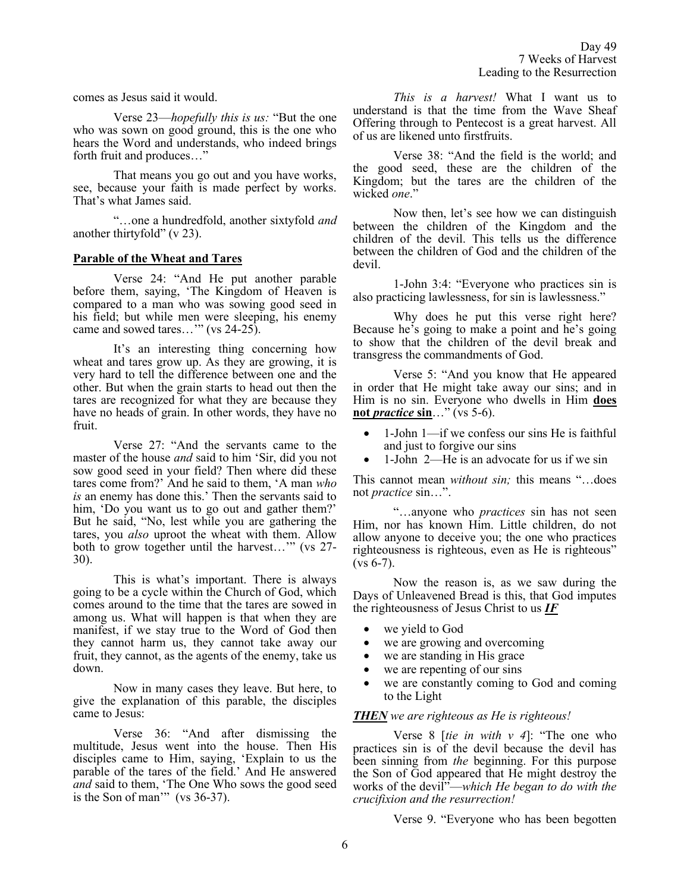comes as Jesus said it would.

Verse 23—*hopefully this is us:* "But the one who was sown on good ground, this is the one who hears the Word and understands, who indeed brings forth fruit and produces…"

That means you go out and you have works, see, because your faith is made perfect by works. That's what James said.

"…one a hundredfold, another sixtyfold *and* another thirtyfold" (v 23).

**Parable of the Wheat and Tares**

Verse 24: "And He put another parable before them, saying, 'The Kingdom of Heaven is compared to a man who was sowing good seed in his field; but while men were sleeping, his enemy came and sowed tares…'" (vs 24-25).

It's an interesting thing concerning how wheat and tares grow up. As they are growing, it is very hard to tell the difference between one and the other. But when the grain starts to head out then the tares are recognized for what they are because they have no heads of grain. In other words, they have no fruit.

Verse 27: "And the servants came to the master of the house *and* said to him 'Sir, did you not sow good seed in your field? Then where did these tares come from?' And he said to them, 'A man *who is* an enemy has done this.' Then the servants said to him, 'Do you want us to go out and gather them?' But he said, "No, lest while you are gathering the tares, you *also* uproot the wheat with them. Allow both to grow together until the harvest…'" (vs 27-30).

This is what's important. There is always going to be a cycle within the Church of God, which comes around to the time that the tares are sowed in among us. What will happen is that when they are manifest, if we stay true to the Word of God then they cannot harm us, they cannot take away our fruit, they cannot, as the agents of the enemy, take us down.

Now in many cases they leave. But here, to give the explanation of this parable, the disciples came to Jesus:

Verse 36: "And after dismissing the multitude, Jesus went into the house. Then His disciples came to Him, saying, 'Explain to us the parable of the tares of the field.' And He answered *and* said to them, 'The One Who sows the good seed is the Son of man'" (vs 36-37).

*This is a harvest!* What I want us to understand is that the time from the Wave Sheaf Offering through to Pentecost is a great harvest. All of us are likened unto firstfruits.

Verse 38: "And the field is the world; and the good seed, these are the children of the Kingdom; but the tares are the children of the wicked *one*."

Now then, let's see how we can distinguish between the children of the Kingdom and the children of the devil. This tells us the difference between the children of God and the children of the devil.

1-John 3:4: "Everyone who practices sin is also practicing lawlessness, for sin is lawlessness."

Why does he put this verse right here? Because he's going to make a point and he's going to show that the children of the devil break and transgress the commandments of God.

Verse 5: "And you know that He appeared in order that He might take away our sins; and in Him is no sin. Everyone who dwells in Him **does not *practice* sin**…" (vs 5-6).

- 1-John 1—if we confess our sins He is faithful and just to forgive our sins
- 1-John 2—He is an advocate for us if we sin

This cannot mean *without sin;* this means "…does not *practice* sin…".

"…anyone who *practices* sin has not seen Him, nor has known Him. Little children, do not allow anyone to deceive you; the one who practices righteousness is righteous, even as He is righteous" (vs 6-7).

Now the reason is, as we saw during the Days of Unleavened Bread is this, that God imputes the righteousness of Jesus Christ to us ***IF***

- we yield to God
- we are growing and overcoming
- we are standing in His grace
- we are repenting of our sins
- we are constantly coming to God and coming to the Light

***THEN*** *we are righteous as He is righteous!*

Verse 8 [*tie in with v 4*]: "The one who practices sin is of the devil because the devil has been sinning from *the* beginning. For this purpose the Son of God appeared that He might destroy the works of the devil"—*which He began to do with the crucifixion and the resurrection!*

Verse 9. "Everyone who has been begotten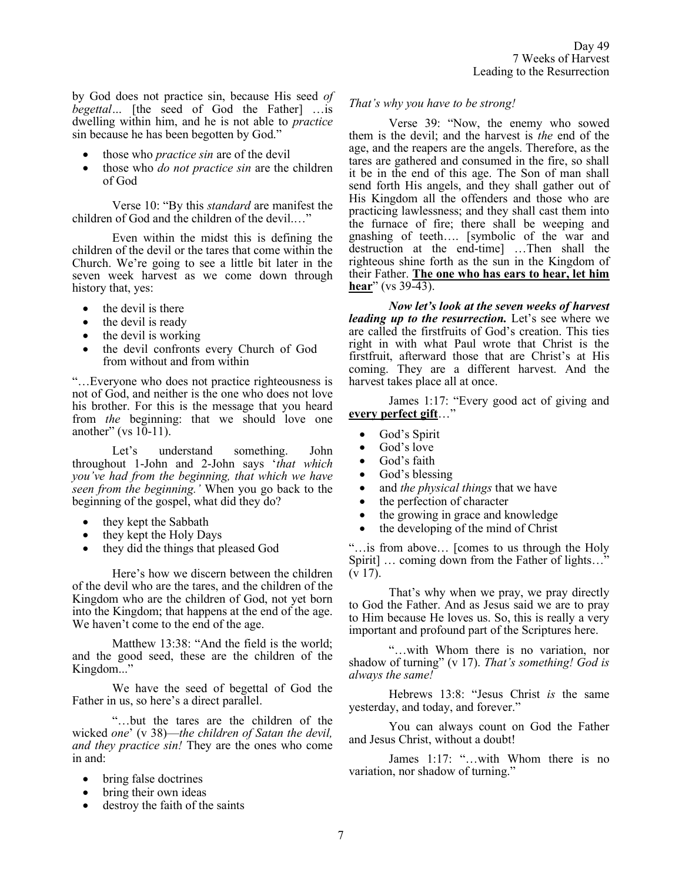by God does not practice sin, because His seed *of begettal*... [the seed of God the Father] …is dwelling within him, and he is not able to *practice* sin because he has been begotten by God."

- those who *practice sin* are of the devil
- those who *do not practice sin* are the children of God

Verse 10: "By this *standard* are manifest the children of God and the children of the devil.…"

Even within the midst this is defining the children of the devil or the tares that come within the Church. We're going to see a little bit later in the seven week harvest as we come down through history that, yes:

- the devil is there
- the devil is ready
- the devil is working
- the devil confronts every Church of God from without and from within

"…Everyone who does not practice righteousness is not of God, and neither is the one who does not love his brother. For this is the message that you heard from *the* beginning: that we should love one another" (vs 10-11).

Let's understand something. John throughout 1-John and 2-John says '*that which you've had from the beginning, that which we have seen from the beginning.'* When you go back to the beginning of the gospel, what did they do?

- they kept the Sabbath
- they kept the Holy Days
- they did the things that pleased God

Here's how we discern between the children of the devil who are the tares, and the children of the Kingdom who are the children of God, not yet born into the Kingdom; that happens at the end of the age. We haven't come to the end of the age.

Matthew 13:38: "And the field is the world; and the good seed, these are the children of the Kingdom..."

We have the seed of begettal of God the Father in us, so here's a direct parallel.

"…but the tares are the children of the wicked *one*' (v 38)—*the children of Satan the devil, and they practice sin!* They are the ones who come in and:

- bring false doctrines
- bring their own ideas
- destroy the faith of the saints

*That's why you have to be strong!*

Verse 39: "Now, the enemy who sowed them is the devil; and the harvest is *the* end of the age, and the reapers are the angels. Therefore, as the tares are gathered and consumed in the fire, so shall it be in the end of this age. The Son of man shall send forth His angels, and they shall gather out of His Kingdom all the offenders and those who are practicing lawlessness; and they shall cast them into the furnace of fire; there shall be weeping and gnashing of teeth…. [symbolic of the war and destruction at the end-time] …Then shall the righteous shine forth as the sun in the Kingdom of their Father. **The one who has ears to hear, let him hear**" (vs 39-43).

***Now let's look at the seven weeks of harvest leading up to the resurrection.*** Let's see where we are called the firstfruits of God's creation. This ties right in with what Paul wrote that Christ is the firstfruit, afterward those that are Christ's at His coming. They are a different harvest. And the harvest takes place all at once.

James 1:17: "Every good act of giving and **every perfect gift**…"

- God's Spirit
- God's love
- God's faith
- God's blessing
- and *the physical things* that we have
- the perfection of character
- the growing in grace and knowledge
- the developing of the mind of Christ

"…is from above… [comes to us through the Holy Spirit] … coming down from the Father of lights…" (v 17).

That's why when we pray, we pray directly to God the Father. And as Jesus said we are to pray to Him because He loves us. So, this is really a very important and profound part of the Scriptures here.

"…with Whom there is no variation, nor shadow of turning" (v 17). *That's something! God is always the same!*

Hebrews 13:8: "Jesus Christ *is* the same yesterday, and today, and forever."

You can always count on God the Father and Jesus Christ, without a doubt!

James 1:17: "…with Whom there is no variation, nor shadow of turning."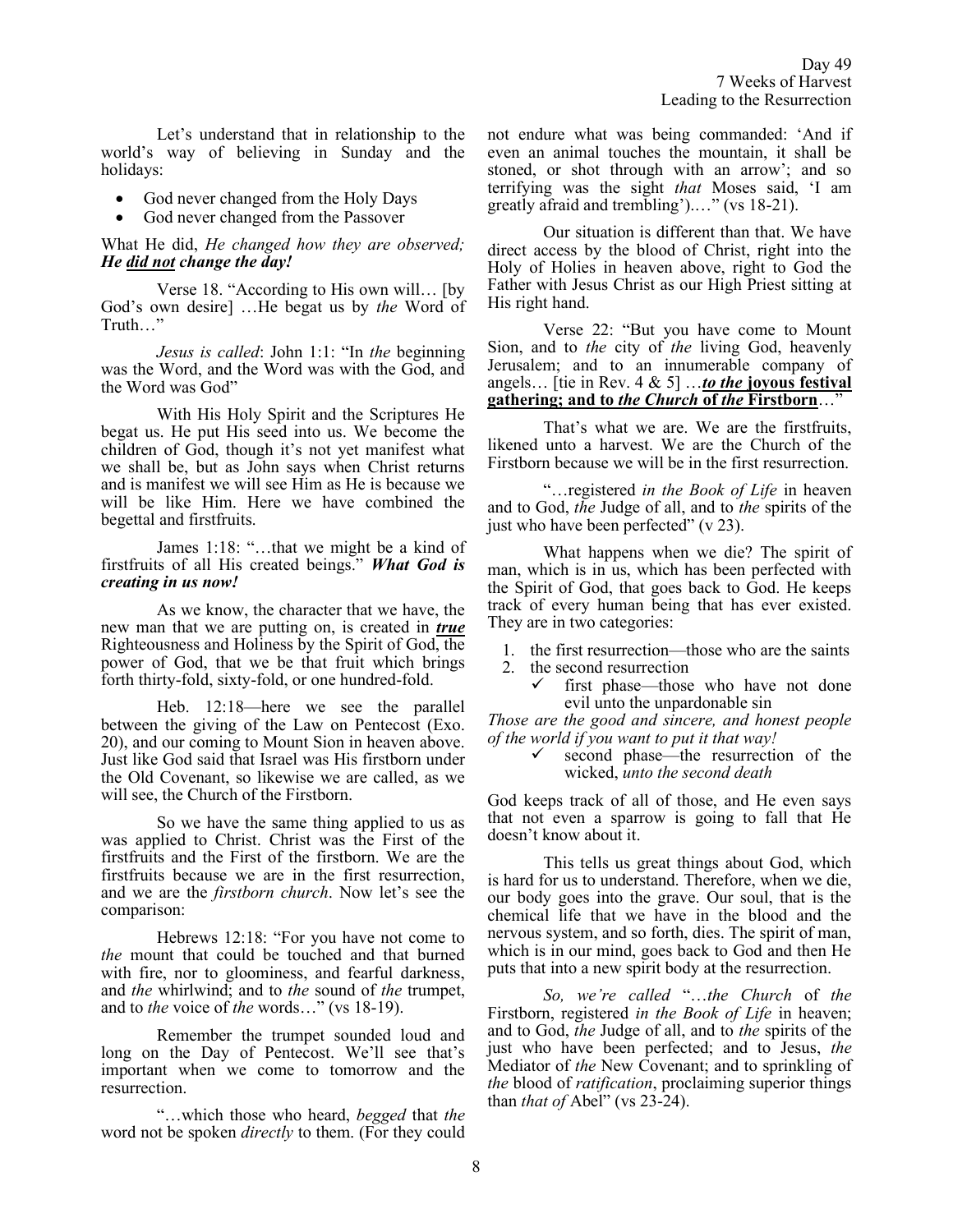Let's understand that in relationship to the world's way of believing in Sunday and the holidays:

- God never changed from the Holy Days
- God never changed from the Passover

What He did, *He changed how they are observed; **He did not change the day!***

Verse 18. "According to His own will… [by God's own desire] …He begat us by *the* Word of Truth…"

*Jesus is called*: John 1:1: "In *the* beginning was the Word, and the Word was with the God, and the Word was God"

With His Holy Spirit and the Scriptures He begat us. He put His seed into us. We become the children of God, though it's not yet manifest what we shall be, but as John says when Christ returns and is manifest we will see Him as He is because we will be like Him. Here we have combined the begettal and firstfruits.

James 1:18: "…that we might be a kind of firstfruits of all His created beings." ***What God is creating in us now!***

As we know, the character that we have, the new man that we are putting on, is created in ***true*** Righteousness and Holiness by the Spirit of God, the power of God, that we be that fruit which brings forth thirty-fold, sixty-fold, or one hundred-fold.

Heb. 12:18—here we see the parallel between the giving of the Law on Pentecost (Exo. 20), and our coming to Mount Sion in heaven above. Just like God said that Israel was His firstborn under the Old Covenant, so likewise we are called, as we will see, the Church of the Firstborn.

So we have the same thing applied to us as was applied to Christ. Christ was the First of the firstfruits and the First of the firstborn. We are the firstfruits because we are in the first resurrection, and we are the *firstborn church*. Now let's see the comparison:

Hebrews 12:18: "For you have not come to *the* mount that could be touched and that burned with fire, nor to gloominess, and fearful darkness, and *the* whirlwind; and to *the* sound of *the* trumpet, and to *the* voice of *the* words…" (vs 18-19).

Remember the trumpet sounded loud and long on the Day of Pentecost. We'll see that's important when we come to tomorrow and the resurrection.

"…which those who heard, *begged* that *the* word not be spoken *directly* to them. (For they could not endure what was being commanded: 'And if even an animal touches the mountain, it shall be stoned, or shot through with an arrow'; and so terrifying was the sight *that* Moses said, 'I am greatly afraid and trembling').…" (vs 18-21).

Our situation is different than that. We have direct access by the blood of Christ, right into the Holy of Holies in heaven above, right to God the Father with Jesus Christ as our High Priest sitting at His right hand.

Verse 22: "But you have come to Mount Sion, and to *the* city of *the* living God, heavenly Jerusalem; and to an innumerable company of angels… [tie in Rev. 4 & 5] …***to the* joyous festival gathering; and to *the Church* of *the* Firstborn**…"

That's what we are. We are the firstfruits, likened unto a harvest. We are the Church of the Firstborn because we will be in the first resurrection.

"…registered *in the Book of Life* in heaven and to God, *the* Judge of all, and to *the* spirits of the just who have been perfected" (v 23).

What happens when we die? The spirit of man, which is in us, which has been perfected with the Spirit of God, that goes back to God. He keeps track of every human being that has ever existed. They are in two categories:

1. the first resurrection—those who are the saints
2. the second resurrection
   - ✓ first phase—those who have not done evil unto the unpardonable sin

*Those are the good and sincere, and honest people of the world if you want to put it that way!*

   - ✓ second phase—the resurrection of the wicked, *unto the second death*

God keeps track of all of those, and He even says that not even a sparrow is going to fall that He doesn't know about it.

This tells us great things about God, which is hard for us to understand. Therefore, when we die, our body goes into the grave. Our soul, that is the chemical life that we have in the blood and the nervous system, and so forth, dies. The spirit of man, which is in our mind, goes back to God and then He puts that into a new spirit body at the resurrection.

*So, we're called* "…*the Church* of *the* Firstborn, registered *in the Book of Life* in heaven; and to God, *the* Judge of all, and to *the* spirits of the just who have been perfected; and to Jesus, *the* Mediator of *the* New Covenant; and to sprinkling of *the* blood of *ratification*, proclaiming superior things than *that of* Abel" (vs 23-24).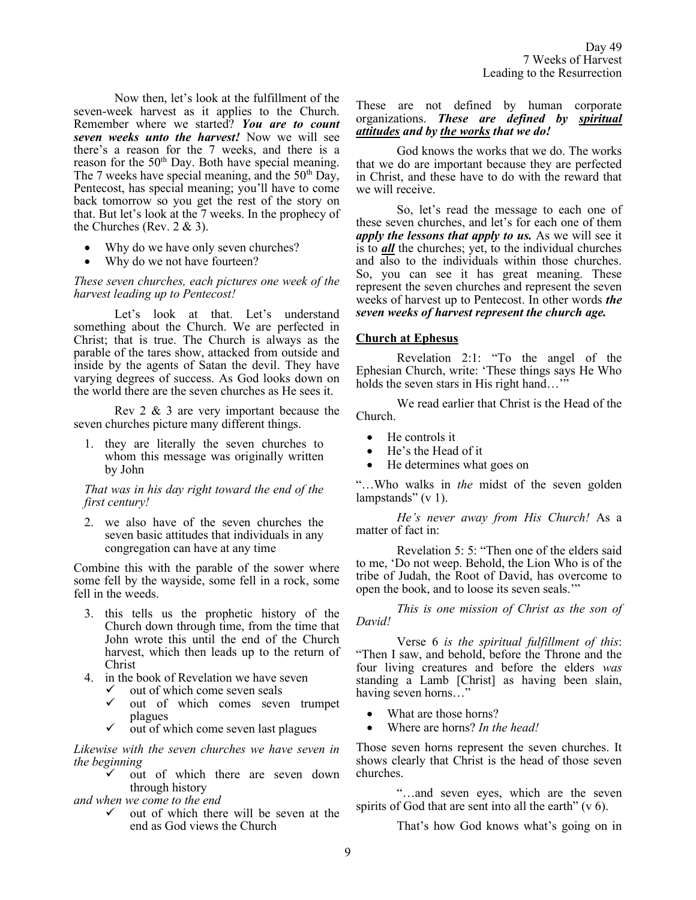Now then, let's look at the fulfillment of the seven-week harvest as it applies to the Church. Remember where we started? ***You are to count seven weeks unto the harvest!*** Now we will see there's a reason for the 7 weeks, and there is a reason for the 50th Day. Both have special meaning. The 7 weeks have special meaning, and the 50th Day, Pentecost, has special meaning; you'll have to come back tomorrow so you get the rest of the story on that. But let's look at the 7 weeks. In the prophecy of the Churches (Rev. 2 & 3).

- Why do we have only seven churches?
- Why do we not have fourteen?

*These seven churches, each pictures one week of the harvest leading up to Pentecost!*

Let's look at that. Let's understand something about the Church. We are perfected in Christ; that is true. The Church is always as the parable of the tares show, attacked from outside and inside by the agents of Satan the devil. They have varying degrees of success. As God looks down on the world there are the seven churches as He sees it.

Rev 2 & 3 are very important because the seven churches picture many different things.

1. they are literally the seven churches to whom this message was originally written by John

*That was in his day right toward the end of the first century!*

2. we also have of the seven churches the seven basic attitudes that individuals in any congregation can have at any time

Combine this with the parable of the sower where some fell by the wayside, some fell in a rock, some fell in the weeds.

3. this tells us the prophetic history of the Church down through time, from the time that John wrote this until the end of the Church harvest, which then leads up to the return of Christ
4. in the book of Revelation we have seven
   - ✓ out of which come seven seals
   - ✓ out of which comes seven trumpet plagues
   - ✓ out of which come seven last plagues

*Likewise with the seven churches we have seven in the beginning*

- ✓ out of which there are seven down through history

*and when we come to the end*

- ✓ out of which there will be seven at the end as God views the Church

These are not defined by human corporate organizations. ***These are defined by <u>spiritual attitudes</u> and by <u>the works</u> that we do!***

God knows the works that we do. The works that we do are important because they are perfected in Christ, and these have to do with the reward that we will receive.

So, let's read the message to each one of these seven churches, and let's for each one of them ***apply the lessons that apply to us.*** As we will see it is to ***<u>all</u>*** the churches; yet, to the individual churches and also to the individuals within those churches. So, you can see it has great meaning. These represent the seven churches and represent the seven weeks of harvest up to Pentecost. In other words ***the seven weeks of harvest represent the church age.***

**<u>Church at Ephesus</u>**

Revelation 2:1: "To the angel of the Ephesian Church, write: 'These things says He Who holds the seven stars in His right hand…'"

We read earlier that Christ is the Head of the Church.

- He controls it
- He's the Head of it
- He determines what goes on

"…Who walks in *the* midst of the seven golden lampstands" (v 1).

*He's never away from His Church!* As a matter of fact in:

Revelation 5: 5: "Then one of the elders said to me, 'Do not weep. Behold, the Lion Who is of the tribe of Judah, the Root of David, has overcome to open the book, and to loose its seven seals.'"

*This is one mission of Christ as the son of David!*

Verse 6 *is the spiritual fulfillment of this*: "Then I saw, and behold, before the Throne and the four living creatures and before the elders *was* standing a Lamb [Christ] as having been slain, having seven horns…"

- What are those horns?
- Where are horns? *In the head!*

Those seven horns represent the seven churches. It shows clearly that Christ is the head of those seven churches.

"…and seven eyes, which are the seven spirits of God that are sent into all the earth" (v 6).

That's how God knows what's going on in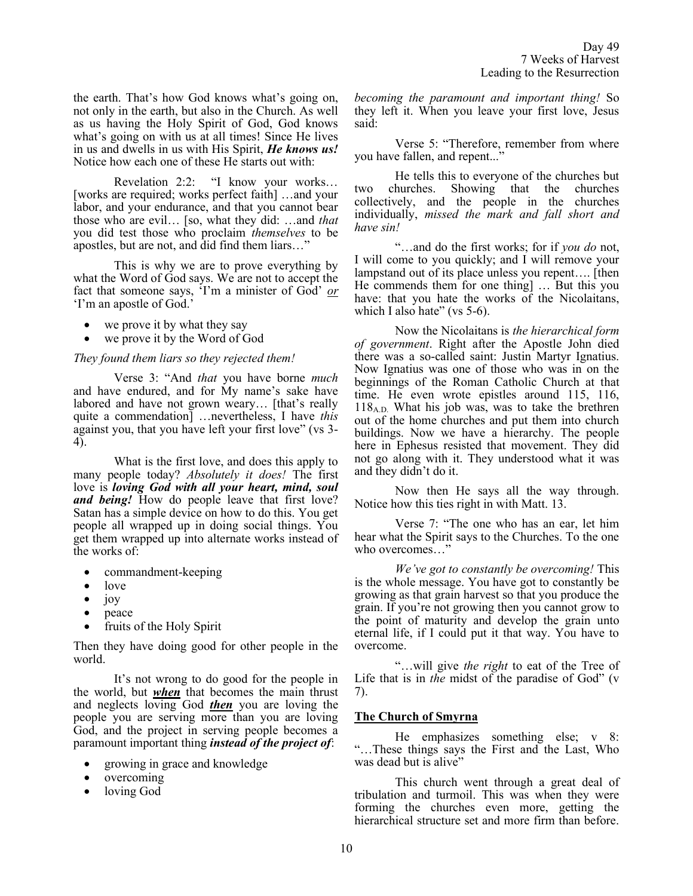the earth. That's how God knows what's going on, not only in the earth, but also in the Church. As well as us having the Holy Spirit of God, God knows what's going on with us at all times! Since He lives in us and dwells in us with His Spirit, ***He knows us!*** Notice how each one of these He starts out with:

Revelation 2:2: "I know your works… [works are required; works perfect faith] …and your labor, and your endurance, and that you cannot bear those who are evil… [so, what they did: …and *that* you did test those who proclaim *themselves* to be apostles, but are not, and did find them liars…"

This is why we are to prove everything by what the Word of God says. We are not to accept the fact that someone says, 'I'm a minister of God' *or* 'I'm an apostle of God.'

- we prove it by what they say
- we prove it by the Word of God

*They found them liars so they rejected them!*

Verse 3: "And *that* you have borne *much* and have endured, and for My name's sake have labored and have not grown weary… [that's really quite a commendation] …nevertheless, I have *this* against you, that you have left your first love" (vs 3-4).

What is the first love, and does this apply to many people today? *Absolutely it does!* The first love is ***loving God with all your heart, mind, soul and being!*** How do people leave that first love? Satan has a simple device on how to do this. You get people all wrapped up in doing social things. You get them wrapped up into alternate works instead of the works of:

- commandment-keeping
- love
- joy
- peace
- fruits of the Holy Spirit

Then they have doing good for other people in the world.

It's not wrong to do good for the people in the world, but ***when*** that becomes the main thrust and neglects loving God ***then*** you are loving the people you are serving more than you are loving God, and the project in serving people becomes a paramount important thing ***instead of the project of***:

- growing in grace and knowledge
- overcoming
- loving God

*becoming the paramount and important thing!* So they left it. When you leave your first love, Jesus said:

Verse 5: "Therefore, remember from where you have fallen, and repent..."

He tells this to everyone of the churches but two churches. Showing that the churches collectively, and the people in the churches individually, *missed the mark and fall short and have sin!*

"…and do the first works; for if *you do* not, I will come to you quickly; and I will remove your lampstand out of its place unless you repent…. [then He commends them for one thing] … But this you have: that you hate the works of the Nicolaitans, which I also hate" (vs 5-6).

Now the Nicolaitans is *the hierarchical form of government*. Right after the Apostle John died there was a so-called saint: Justin Martyr Ignatius. Now Ignatius was one of those who was in on the beginnings of the Roman Catholic Church at that time. He even wrote epistles around 115, 116, 118 A.D. What his job was, was to take the brethren out of the home churches and put them into church buildings. Now we have a hierarchy. The people here in Ephesus resisted that movement. They did not go along with it. They understood what it was and they didn't do it.

Now then He says all the way through. Notice how this ties right in with Matt. 13.

Verse 7: "The one who has an ear, let him hear what the Spirit says to the Churches. To the one who overcomes…"

*We've got to constantly be overcoming!* This is the whole message. You have got to constantly be growing as that grain harvest so that you produce the grain. If you're not growing then you cannot grow to the point of maturity and develop the grain unto eternal life, if I could put it that way. You have to overcome.

"…will give *the right* to eat of the Tree of Life that is in *the* midst of the paradise of God" (v 7).

## The Church of Smyrna

He emphasizes something else; v 8: "…These things says the First and the Last, Who was dead but is alive"

This church went through a great deal of tribulation and turmoil. This was when they were forming the churches even more, getting the hierarchical structure set and more firm than before.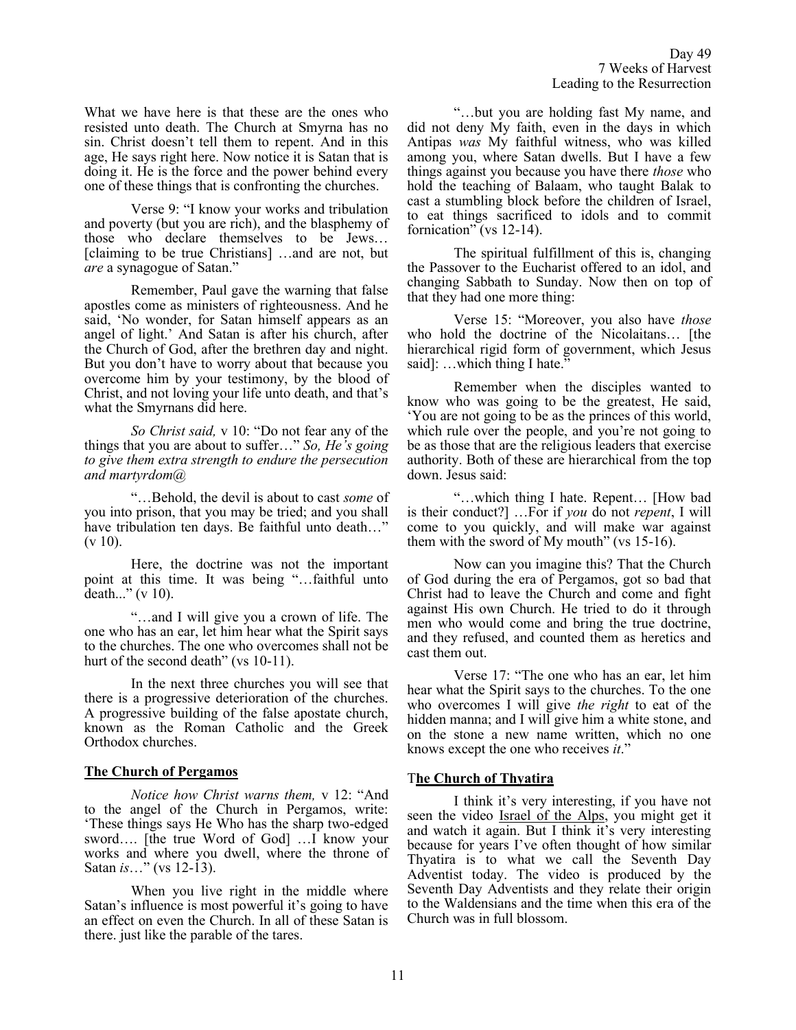What we have here is that these are the ones who resisted unto death. The Church at Smyrna has no sin. Christ doesn't tell them to repent. And in this age, He says right here. Now notice it is Satan that is doing it. He is the force and the power behind every one of these things that is confronting the churches.

Verse 9: "I know your works and tribulation and poverty (but you are rich), and the blasphemy of those who declare themselves to be Jews… [claiming to be true Christians] …and are not, but *are* a synagogue of Satan."

Remember, Paul gave the warning that false apostles come as ministers of righteousness. And he said, 'No wonder, for Satan himself appears as an angel of light.' And Satan is after his church, after the Church of God, after the brethren day and night. But you don't have to worry about that because you overcome him by your testimony, by the blood of Christ, and not loving your life unto death, and that's what the Smyrnans did here.

*So Christ said,* v 10: "Do not fear any of the things that you are about to suffer…" *So, He's going to give them extra strength to endure the persecution and martyrdom@*

"…Behold, the devil is about to cast *some* of you into prison, that you may be tried; and you shall have tribulation ten days. Be faithful unto death…" (v 10).

Here, the doctrine was not the important point at this time. It was being "…faithful unto death..." (v 10).

"…and I will give you a crown of life. The one who has an ear, let him hear what the Spirit says to the churches. The one who overcomes shall not be hurt of the second death" (vs 10-11).

In the next three churches you will see that there is a progressive deterioration of the churches. A progressive building of the false apostate church, known as the Roman Catholic and the Greek Orthodox churches.

## The Church of Pergamos

*Notice how Christ warns them,* v 12: "And to the angel of the Church in Pergamos, write: 'These things says He Who has the sharp two-edged sword…. [the true Word of God] …I know your works and where you dwell, where the throne of Satan *is*…" (vs 12-13).

When you live right in the middle where Satan's influence is most powerful it's going to have an effect on even the Church. In all of these Satan is there. just like the parable of the tares.

"…but you are holding fast My name, and did not deny My faith, even in the days in which Antipas *was* My faithful witness, who was killed among you, where Satan dwells. But I have a few things against you because you have there *those* who hold the teaching of Balaam, who taught Balak to cast a stumbling block before the children of Israel, to eat things sacrificed to idols and to commit fornication" (vs 12-14).

The spiritual fulfillment of this is, changing the Passover to the Eucharist offered to an idol, and changing Sabbath to Sunday. Now then on top of that they had one more thing:

Verse 15: "Moreover, you also have *those* who hold the doctrine of the Nicolaitans… [the hierarchical rigid form of government, which Jesus said]: …which thing I hate."

Remember when the disciples wanted to know who was going to be the greatest, He said, 'You are not going to be as the princes of this world, which rule over the people, and you're not going to be as those that are the religious leaders that exercise authority. Both of these are hierarchical from the top down. Jesus said:

"…which thing I hate. Repent… [How bad is their conduct?] …For if *you* do not *repent*, I will come to you quickly, and will make war against them with the sword of My mouth" (vs 15-16).

Now can you imagine this? That the Church of God during the era of Pergamos, got so bad that Christ had to leave the Church and come and fight against His own Church. He tried to do it through men who would come and bring the true doctrine, and they refused, and counted them as heretics and cast them out.

Verse 17: "The one who has an ear, let him hear what the Spirit says to the churches. To the one who overcomes I will give *the right* to eat of the hidden manna; and I will give him a white stone, and on the stone a new name written, which no one knows except the one who receives *it*."

## The Church of Thyatira

I think it's very interesting, if you have not seen the video Israel of the Alps, you might get it and watch it again. But I think it's very interesting because for years I've often thought of how similar Thyatira is to what we call the Seventh Day Adventist today. The video is produced by the Seventh Day Adventists and they relate their origin to the Waldensians and the time when this era of the Church was in full blossom.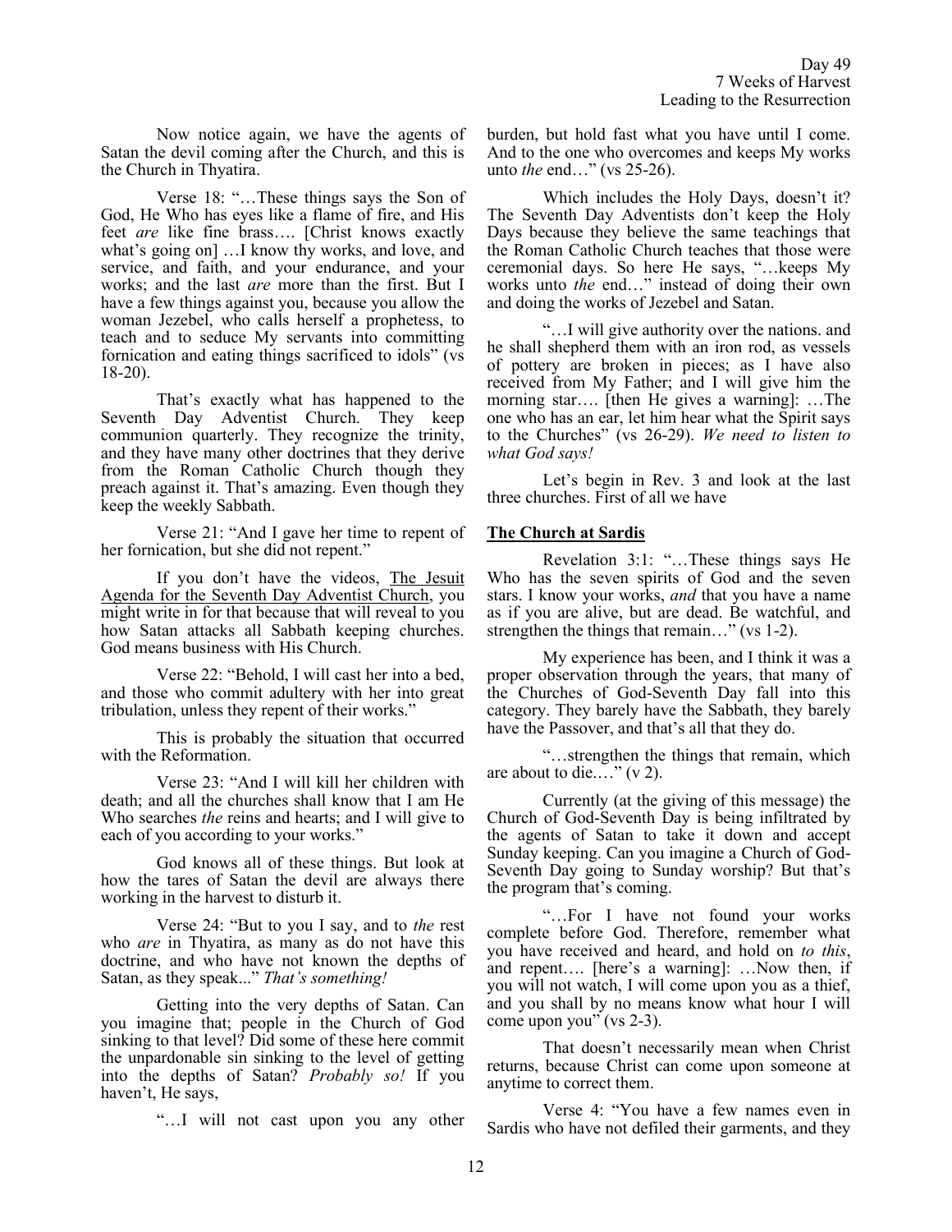Now notice again, we have the agents of Satan the devil coming after the Church, and this is the Church in Thyatira.

Verse 18: "…These things says the Son of God, He Who has eyes like a flame of fire, and His feet *are* like fine brass…. [Christ knows exactly what's going on] …I know thy works, and love, and service, and faith, and your endurance, and your works; and the last *are* more than the first. But I have a few things against you, because you allow the woman Jezebel, who calls herself a prophetess, to teach and to seduce My servants into committing fornication and eating things sacrificed to idols" (vs 18-20).

That's exactly what has happened to the Seventh Day Adventist Church. They keep communion quarterly. They recognize the trinity, and they have many other doctrines that they derive from the Roman Catholic Church though they preach against it. That's amazing. Even though they keep the weekly Sabbath.

Verse 21: "And I gave her time to repent of her fornication, but she did not repent."

If you don't have the videos, The Jesuit Agenda for the Seventh Day Adventist Church, you might write in for that because that will reveal to you how Satan attacks all Sabbath keeping churches. God means business with His Church.

Verse 22: "Behold, I will cast her into a bed, and those who commit adultery with her into great tribulation, unless they repent of their works."

This is probably the situation that occurred with the Reformation.

Verse 23: "And I will kill her children with death; and all the churches shall know that I am He Who searches *the* reins and hearts; and I will give to each of you according to your works."

God knows all of these things. But look at how the tares of Satan the devil are always there working in the harvest to disturb it.

Verse 24: "But to you I say, and to *the* rest who *are* in Thyatira, as many as do not have this doctrine, and who have not known the depths of Satan, as they speak..." *That's something!*

Getting into the very depths of Satan. Can you imagine that; people in the Church of God sinking to that level? Did some of these here commit the unpardonable sin sinking to the level of getting into the depths of Satan? *Probably so!* If you haven't, He says,

"…I will not cast upon you any other burden, but hold fast what you have until I come. And to the one who overcomes and keeps My works unto *the* end…" (vs 25-26).

Which includes the Holy Days, doesn't it? The Seventh Day Adventists don't keep the Holy Days because they believe the same teachings that the Roman Catholic Church teaches that those were ceremonial days. So here He says, "…keeps My works unto *the* end…" instead of doing their own and doing the works of Jezebel and Satan.

"…I will give authority over the nations. and he shall shepherd them with an iron rod, as vessels of pottery are broken in pieces; as I have also received from My Father; and I will give him the morning star…. [then He gives a warning]: …The one who has an ear, let him hear what the Spirit says to the Churches" (vs 26-29). *We need to listen to what God says!*

Let's begin in Rev. 3 and look at the last three churches. First of all we have

**The Church at Sardis**

Revelation 3:1: "…These things says He Who has the seven spirits of God and the seven stars. I know your works, *and* that you have a name as if you are alive, but are dead. Be watchful, and strengthen the things that remain…" (vs 1-2).

My experience has been, and I think it was a proper observation through the years, that many of the Churches of God-Seventh Day fall into this category. They barely have the Sabbath, they barely have the Passover, and that's all that they do.

"…strengthen the things that remain, which are about to die.…" (v 2).

Currently (at the giving of this message) the Church of God-Seventh Day is being infiltrated by the agents of Satan to take it down and accept Sunday keeping. Can you imagine a Church of God-Seventh Day going to Sunday worship? But that's the program that's coming.

"…For I have not found your works complete before God. Therefore, remember what you have received and heard, and hold on *to this*, and repent…. [here's a warning]: …Now then, if you will not watch, I will come upon you as a thief, and you shall by no means know what hour I will come upon you" (vs 2-3).

That doesn't necessarily mean when Christ returns, because Christ can come upon someone at anytime to correct them.

Verse 4: "You have a few names even in Sardis who have not defiled their garments, and they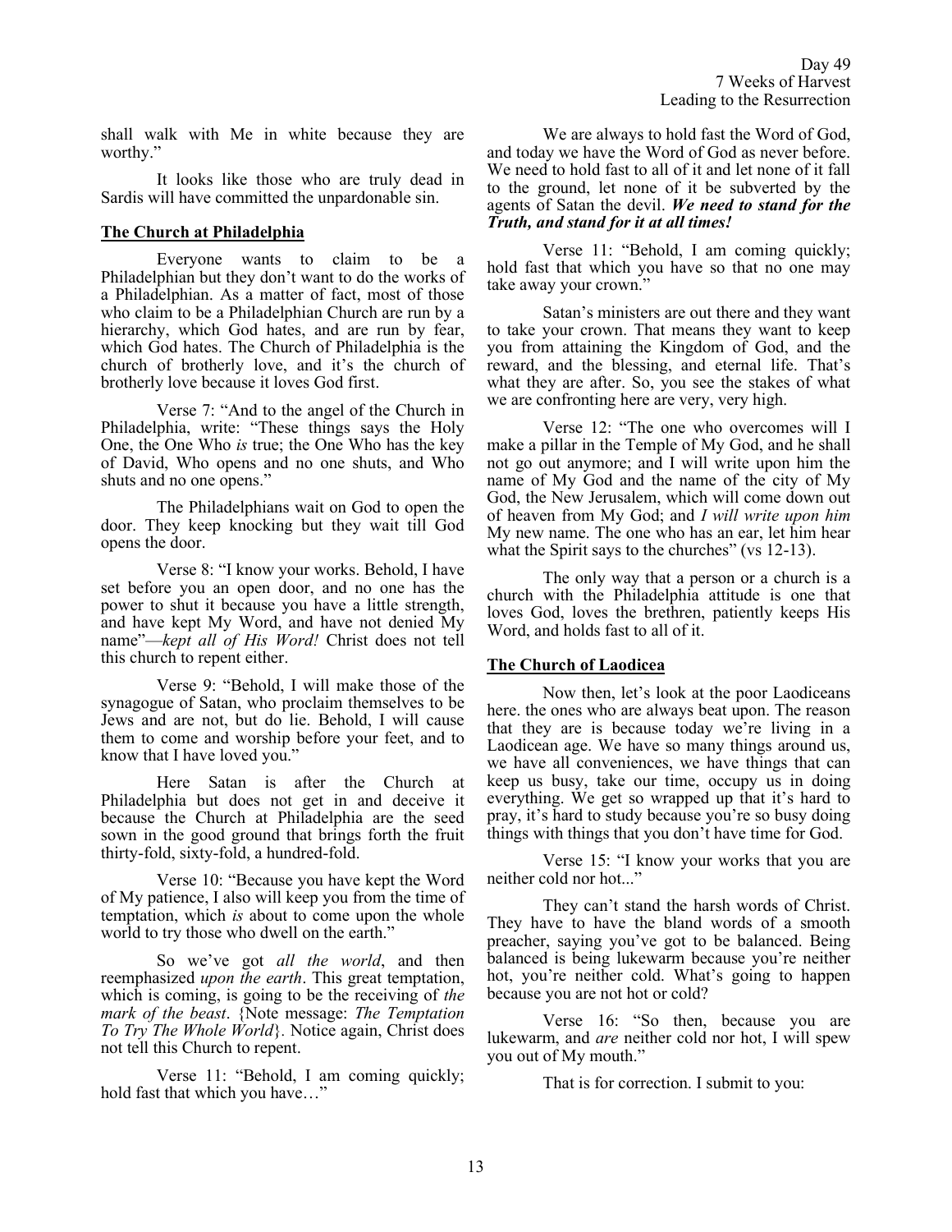shall walk with Me in white because they are worthy."

It looks like those who are truly dead in Sardis will have committed the unpardonable sin.

## The Church at Philadelphia

Everyone wants to claim to be a Philadelphian but they don't want to do the works of a Philadelphian. As a matter of fact, most of those who claim to be a Philadelphian Church are run by a hierarchy, which God hates, and are run by fear, which God hates. The Church of Philadelphia is the church of brotherly love, and it's the church of brotherly love because it loves God first.

Verse 7: "And to the angel of the Church in Philadelphia, write: "These things says the Holy One, the One Who *is* true; the One Who has the key of David, Who opens and no one shuts, and Who shuts and no one opens."

The Philadelphians wait on God to open the door. They keep knocking but they wait till God opens the door.

Verse 8: "I know your works. Behold, I have set before you an open door, and no one has the power to shut it because you have a little strength, and have kept My Word, and have not denied My name"—*kept all of His Word!* Christ does not tell this church to repent either.

Verse 9: "Behold, I will make those of the synagogue of Satan, who proclaim themselves to be Jews and are not, but do lie. Behold, I will cause them to come and worship before your feet, and to know that I have loved you."

Here Satan is after the Church at Philadelphia but does not get in and deceive it because the Church at Philadelphia are the seed sown in the good ground that brings forth the fruit thirty-fold, sixty-fold, a hundred-fold.

Verse 10: "Because you have kept the Word of My patience, I also will keep you from the time of temptation, which *is* about to come upon the whole world to try those who dwell on the earth."

So we've got *all the world*, and then reemphasized *upon the earth*. This great temptation, which is coming, is going to be the receiving of *the mark of the beast*. {Note message: *The Temptation To Try The Whole World*}. Notice again, Christ does not tell this Church to repent.

Verse 11: "Behold, I am coming quickly; hold fast that which you have…"

We are always to hold fast the Word of God, and today we have the Word of God as never before. We need to hold fast to all of it and let none of it fall to the ground, let none of it be subverted by the agents of Satan the devil. ***We need to stand for the Truth, and stand for it at all times!***

Verse 11: "Behold, I am coming quickly; hold fast that which you have so that no one may take away your crown."

Satan's ministers are out there and they want to take your crown. That means they want to keep you from attaining the Kingdom of God, and the reward, and the blessing, and eternal life. That's what they are after. So, you see the stakes of what we are confronting here are very, very high.

Verse 12: "The one who overcomes will I make a pillar in the Temple of My God, and he shall not go out anymore; and I will write upon him the name of My God and the name of the city of My God, the New Jerusalem, which will come down out of heaven from My God; and *I will write upon him* My new name. The one who has an ear, let him hear what the Spirit says to the churches" (vs 12-13).

The only way that a person or a church is a church with the Philadelphia attitude is one that loves God, loves the brethren, patiently keeps His Word, and holds fast to all of it.

## The Church of Laodicea

Now then, let's look at the poor Laodiceans here. the ones who are always beat upon. The reason that they are is because today we're living in a Laodicean age. We have so many things around us, we have all conveniences, we have things that can keep us busy, take our time, occupy us in doing everything. We get so wrapped up that it's hard to pray, it's hard to study because you're so busy doing things with things that you don't have time for God.

Verse 15: "I know your works that you are neither cold nor hot..."

They can't stand the harsh words of Christ. They have to have the bland words of a smooth preacher, saying you've got to be balanced. Being balanced is being lukewarm because you're neither hot, you're neither cold. What's going to happen because you are not hot or cold?

Verse 16: "So then, because you are lukewarm, and *are* neither cold nor hot, I will spew you out of My mouth."

That is for correction. I submit to you: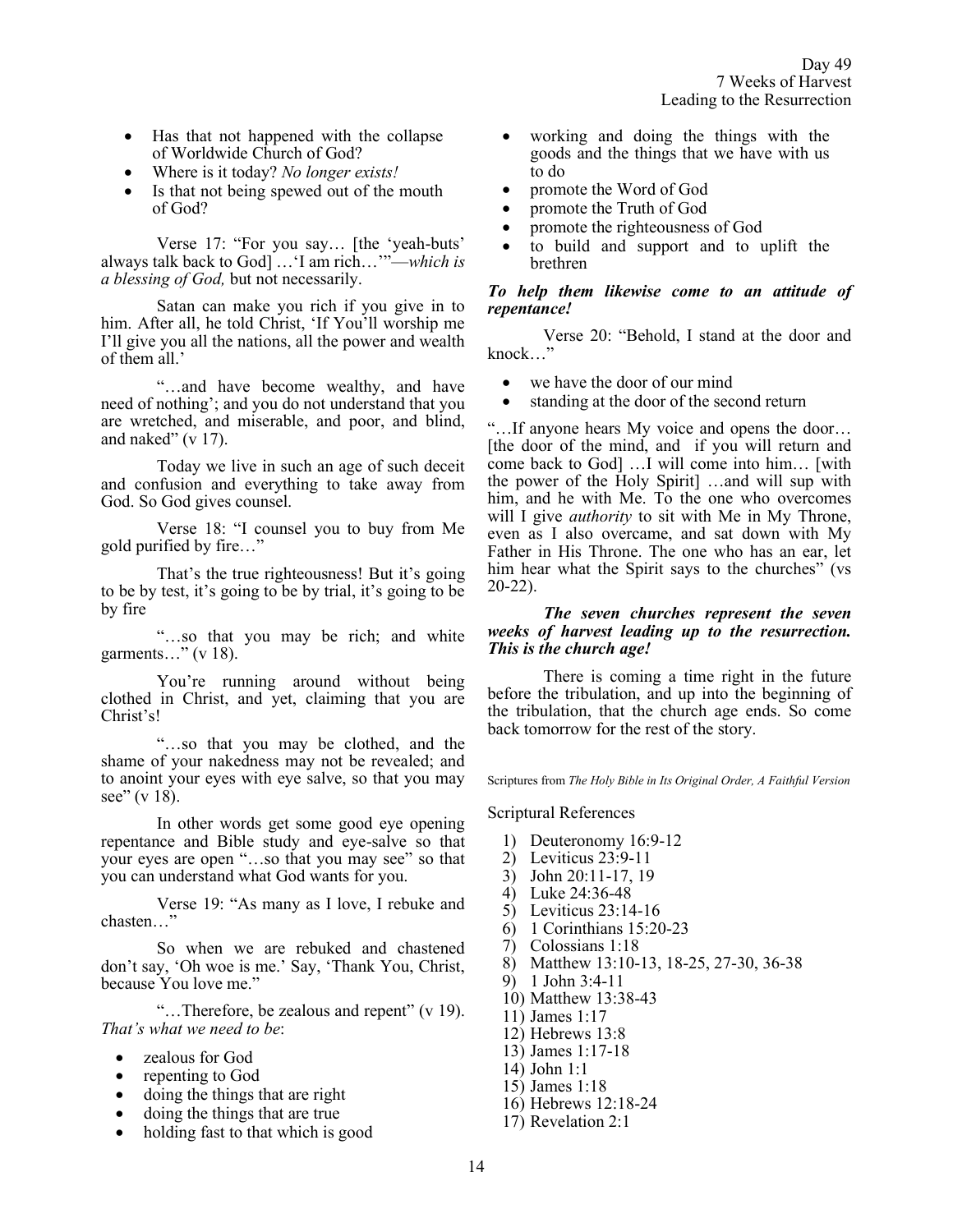- Has that not happened with the collapse of Worldwide Church of God?
- Where is it today? *No longer exists!*
- Is that not being spewed out of the mouth of God?

Verse 17: "For you say… [the 'yeah-buts' always talk back to God] …'I am rich…'"—*which is a blessing of God,* but not necessarily.

Satan can make you rich if you give in to him. After all, he told Christ, 'If You'll worship me I'll give you all the nations, all the power and wealth of them all.'

"…and have become wealthy, and have need of nothing'; and you do not understand that you are wretched, and miserable, and poor, and blind, and naked" (v 17).

Today we live in such an age of such deceit and confusion and everything to take away from God. So God gives counsel.

Verse 18: "I counsel you to buy from Me gold purified by fire…"

That's the true righteousness! But it's going to be by test, it's going to be by trial, it's going to be by fire

"…so that you may be rich; and white garments…" (v 18).

You're running around without being clothed in Christ, and yet, claiming that you are Christ's!

"…so that you may be clothed, and the shame of your nakedness may not be revealed; and to anoint your eyes with eye salve, so that you may see" (v 18).

In other words get some good eye opening repentance and Bible study and eye-salve so that your eyes are open "…so that you may see" so that you can understand what God wants for you.

Verse 19: "As many as I love, I rebuke and chasten…"

So when we are rebuked and chastened don't say, 'Oh woe is me.' Say, 'Thank You, Christ, because You love me."

"…Therefore, be zealous and repent" (v 19). *That's what we need to be*:

- zealous for God
- repenting to God
- doing the things that are right
- doing the things that are true
- holding fast to that which is good
- working and doing the things with the goods and the things that we have with us to do
- promote the Word of God
- promote the Truth of God
- promote the righteousness of God
- to build and support and to uplift the brethren

***To help them likewise come to an attitude of repentance!***

Verse 20: "Behold, I stand at the door and knock…"

- we have the door of our mind
- standing at the door of the second return

"…If anyone hears My voice and opens the door… [the door of the mind, and if you will return and come back to God] …I will come into him… [with the power of the Holy Spirit] …and will sup with him, and he with Me. To the one who overcomes will I give *authority* to sit with Me in My Throne, even as I also overcame, and sat down with My Father in His Throne. The one who has an ear, let him hear what the Spirit says to the churches" (vs 20-22).

***The seven churches represent the seven weeks of harvest leading up to the resurrection. This is the church age!***

There is coming a time right in the future before the tribulation, and up into the beginning of the tribulation, that the church age ends. So come back tomorrow for the rest of the story.

Scriptures from *The Holy Bible in Its Original Order, A Faithful Version*

Scriptural References

1) Deuteronomy 16:9-12
2) Leviticus 23:9-11
3) John 20:11-17, 19
4) Luke 24:36-48
5) Leviticus 23:14-16
6) 1 Corinthians 15:20-23
7) Colossians 1:18
8) Matthew 13:10-13, 18-25, 27-30, 36-38
9) 1 John 3:4-11
10) Matthew 13:38-43
11) James 1:17
12) Hebrews 13:8
13) James 1:17-18
14) John 1:1
15) James 1:18
16) Hebrews 12:18-24
17) Revelation 2:1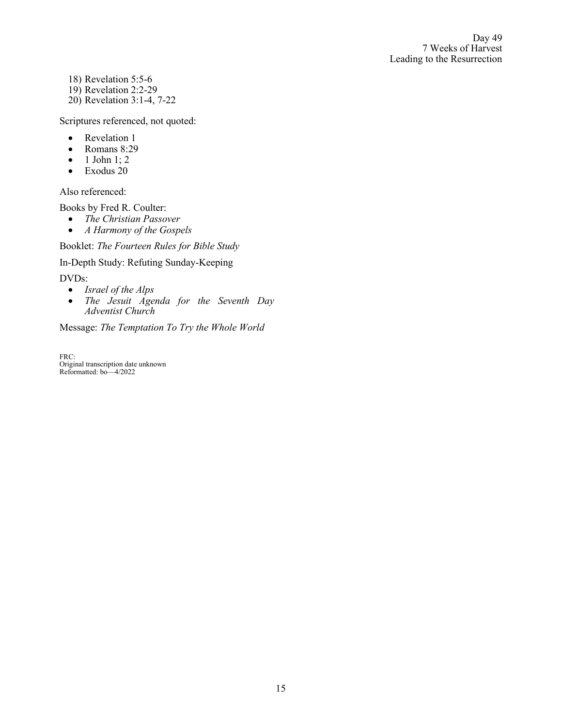18) Revelation 5:5-6
19) Revelation 2:2-29
20) Revelation 3:1-4, 7-22

Scriptures referenced, not quoted:

- Revelation 1
- Romans 8:29
- 1 John 1; 2
- Exodus 20

Also referenced:

Books by Fred R. Coulter:

- *The Christian Passover*
- *A Harmony of the Gospels*

Booklet: *The Fourteen Rules for Bible Study*

In-Depth Study: Refuting Sunday-Keeping

DVDs:

- *Israel of the Alps*
- *The Jesuit Agenda for the Seventh Day Adventist Church*

Message: *The Temptation To Try the Whole World*

FRC:
Original transcription date unknown
Reformatted: bo—4/2022